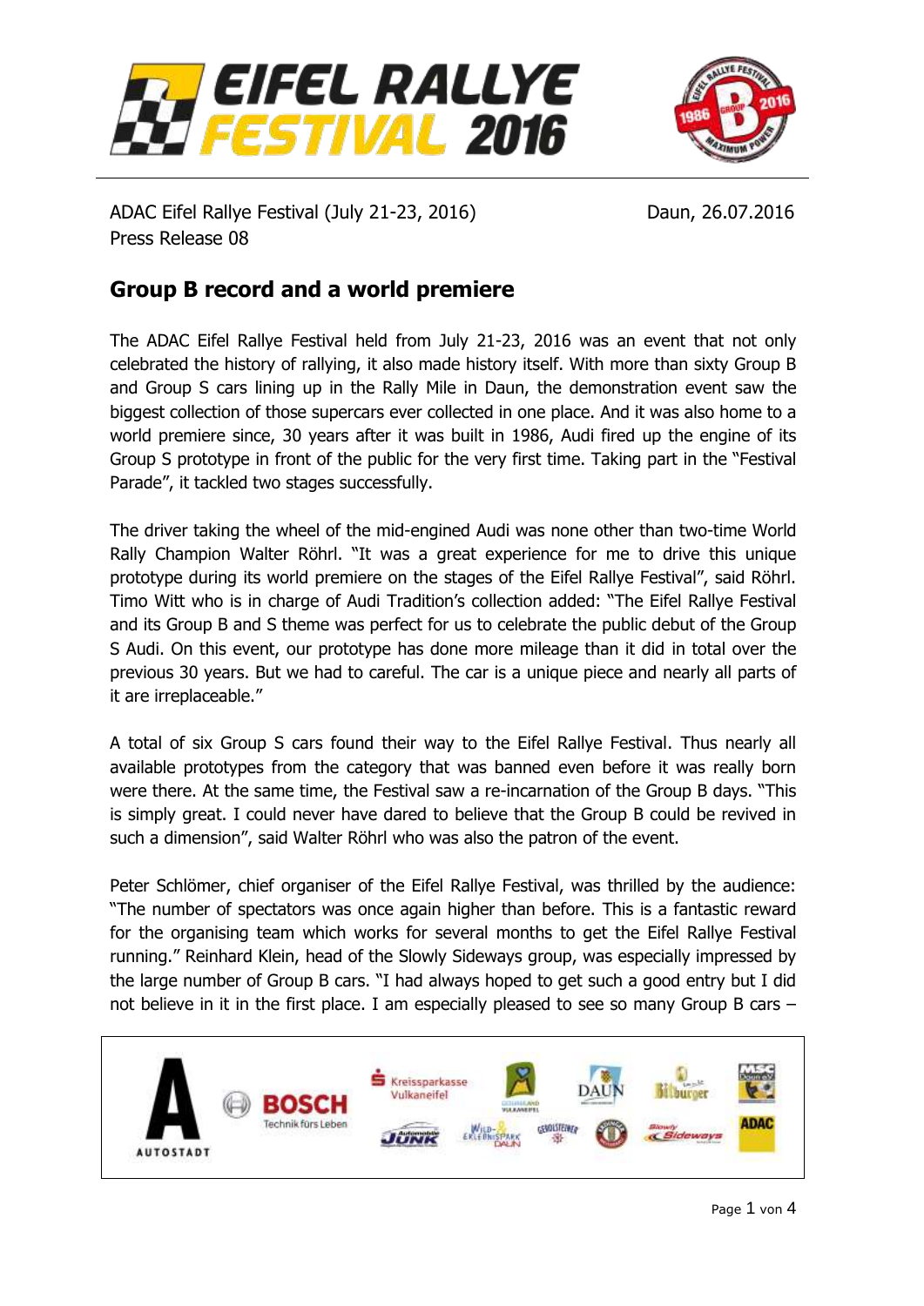ADAC Eifel Rallye Festival (July 21-23, 2016)
Press Release 08

Daun, 26.07.2016

## Group B record and a world premiere

The ADAC Eifel Rallye Festival held from July 21-23, 2016 was an event that not only celebrated the history of rallying, it also made history itself. With more than sixty Group B and Group S cars lining up in the Rally Mile in Daun, the demonstration event saw the biggest collection of those supercars ever collected in one place. And it was also home to a world premiere since, 30 years after it was built in 1986, Audi fired up the engine of its Group S prototype in front of the public for the very first time. Taking part in the "Festival Parade", it tackled two stages successfully.

The driver taking the wheel of the mid-engined Audi was none other than two-time World Rally Champion Walter Röhrl. "It was a great experience for me to drive this unique prototype during its world premiere on the stages of the Eifel Rallye Festival", said Röhrl. Timo Witt who is in charge of Audi Tradition's collection added: "The Eifel Rallye Festival and its Group B and S theme was perfect for us to celebrate the public debut of the Group S Audi. On this event, our prototype has done more mileage than it did in total over the previous 30 years. But we had to careful. The car is a unique piece and nearly all parts of it are irreplaceable."

A total of six Group S cars found their way to the Eifel Rallye Festival. Thus nearly all available prototypes from the category that was banned even before it was really born were there. At the same time, the Festival saw a re-incarnation of the Group B days. "This is simply great. I could never have dared to believe that the Group B could be revived in such a dimension", said Walter Röhrl who was also the patron of the event.

Peter Schlömer, chief organiser of the Eifel Rallye Festival, was thrilled by the audience: "The number of spectators was once again higher than before. This is a fantastic reward for the organising team which works for several months to get the Eifel Rallye Festival running." Reinhard Klein, head of the Slowly Sideways group, was especially impressed by the large number of Group B cars. "I had always hoped to get such a good entry but I did not believe in it in the first place. I am especially pleased to see so many Group B cars –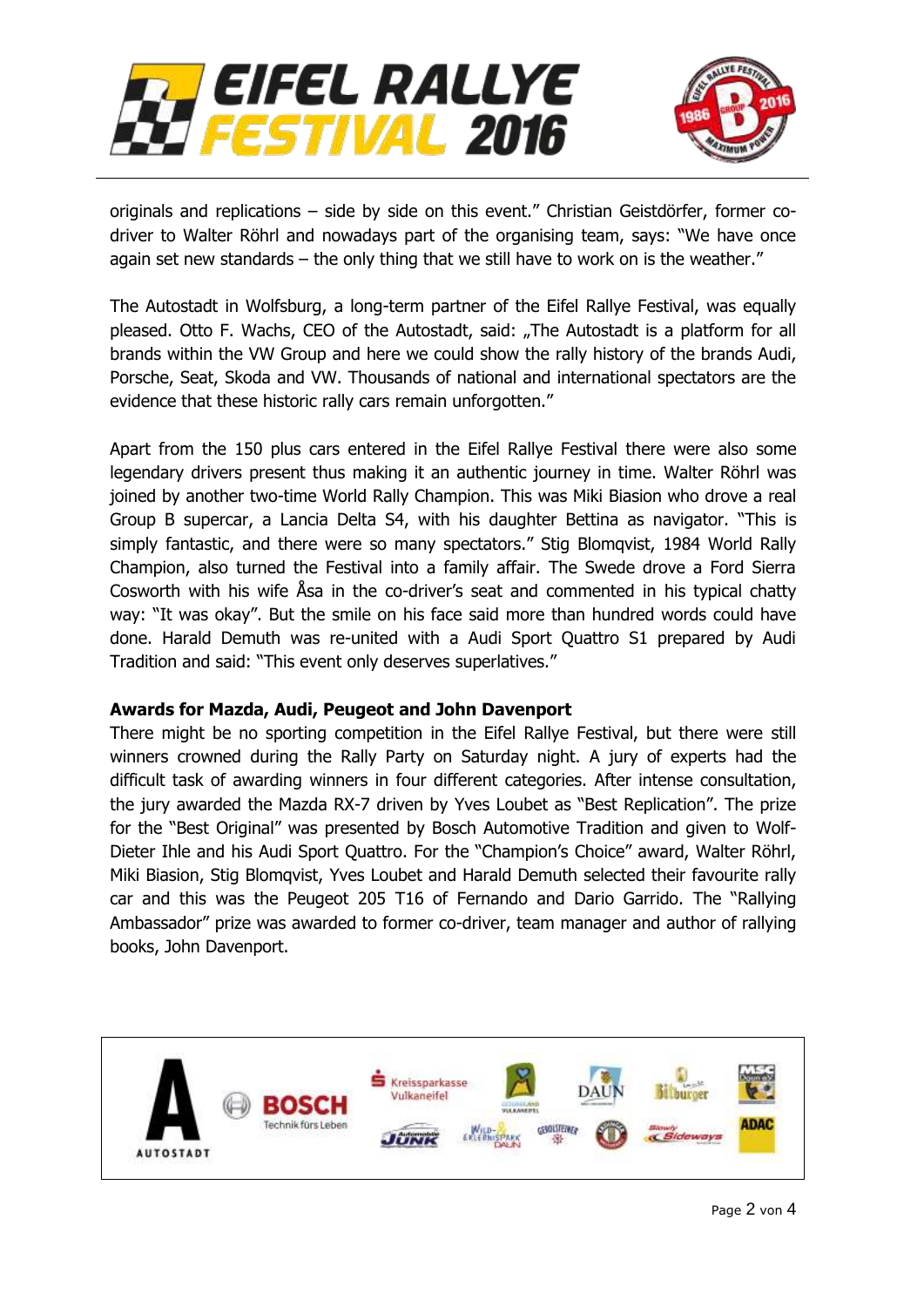originals and replications – side by side on this event." Christian Geistdörfer, former co-driver to Walter Röhrl and nowadays part of the organising team, says: "We have once again set new standards – the only thing that we still have to work on is the weather."

The Autostadt in Wolfsburg, a long-term partner of the Eifel Rallye Festival, was equally pleased. Otto F. Wachs, CEO of the Autostadt, said: „The Autostadt is a platform for all brands within the VW Group and here we could show the rally history of the brands Audi, Porsche, Seat, Skoda and VW. Thousands of national and international spectators are the evidence that these historic rally cars remain unforgotten."

Apart from the 150 plus cars entered in the Eifel Rallye Festival there were also some legendary drivers present thus making it an authentic journey in time. Walter Röhrl was joined by another two-time World Rally Champion. This was Miki Biasion who drove a real Group B supercar, a Lancia Delta S4, with his daughter Bettina as navigator. "This is simply fantastic, and there were so many spectators." Stig Blomqvist, 1984 World Rally Champion, also turned the Festival into a family affair. The Swede drove a Ford Sierra Cosworth with his wife Åsa in the co-driver's seat and commented in his typical chatty way: "It was okay". But the smile on his face said more than hundred words could have done. Harald Demuth was re-united with a Audi Sport Quattro S1 prepared by Audi Tradition and said: "This event only deserves superlatives."

**Awards for Mazda, Audi, Peugeot and John Davenport**

There might be no sporting competition in the Eifel Rallye Festival, but there were still winners crowned during the Rally Party on Saturday night. A jury of experts had the difficult task of awarding winners in four different categories. After intense consultation, the jury awarded the Mazda RX-7 driven by Yves Loubet as "Best Replication". The prize for the "Best Original" was presented by Bosch Automotive Tradition and given to Wolf-Dieter Ihle and his Audi Sport Quattro. For the "Champion's Choice" award, Walter Röhrl, Miki Biasion, Stig Blomqvist, Yves Loubet and Harald Demuth selected their favourite rally car and this was the Peugeot 205 T16 of Fernando and Dario Garrido. The "Rallying Ambassador" prize was awarded to former co-driver, team manager and author of rallying books, John Davenport.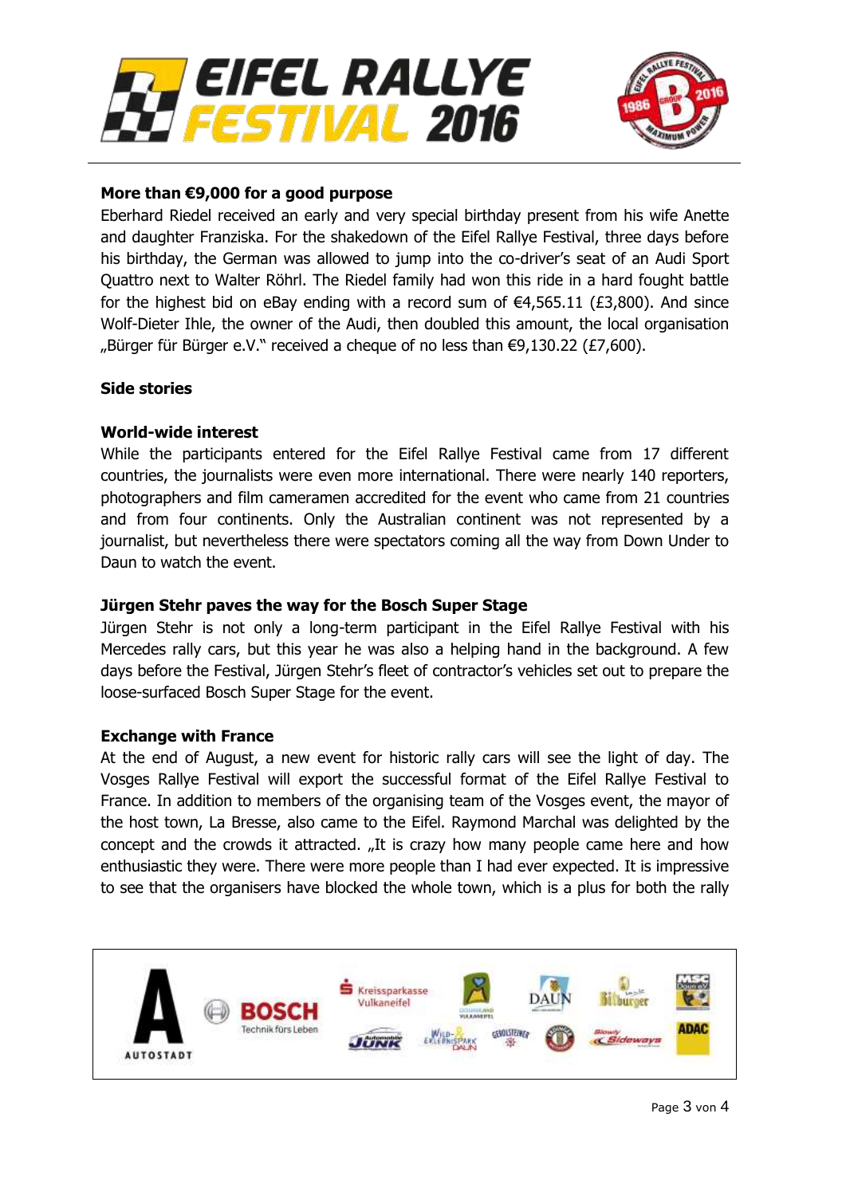**More than €9,000 for a good purpose**

Eberhard Riedel received an early and very special birthday present from his wife Anette and daughter Franziska. For the shakedown of the Eifel Rallye Festival, three days before his birthday, the German was allowed to jump into the co-driver's seat of an Audi Sport Quattro next to Walter Röhrl. The Riedel family had won this ride in a hard fought battle for the highest bid on eBay ending with a record sum of €4,565.11 (£3,800). And since Wolf-Dieter Ihle, the owner of the Audi, then doubled this amount, the local organisation „Bürger für Bürger e.V." received a cheque of no less than €9,130.22 (£7,600).

**Side stories**

**World-wide interest**

While the participants entered for the Eifel Rallye Festival came from 17 different countries, the journalists were even more international. There were nearly 140 reporters, photographers and film cameramen accredited for the event who came from 21 countries and from four continents. Only the Australian continent was not represented by a journalist, but nevertheless there were spectators coming all the way from Down Under to Daun to watch the event.

**Jürgen Stehr paves the way for the Bosch Super Stage**

Jürgen Stehr is not only a long-term participant in the Eifel Rallye Festival with his Mercedes rally cars, but this year he was also a helping hand in the background. A few days before the Festival, Jürgen Stehr's fleet of contractor's vehicles set out to prepare the loose-surfaced Bosch Super Stage for the event.

**Exchange with France**

At the end of August, a new event for historic rally cars will see the light of day. The Vosges Rallye Festival will export the successful format of the Eifel Rallye Festival to France. In addition to members of the organising team of the Vosges event, the mayor of the host town, La Bresse, also came to the Eifel. Raymond Marchal was delighted by the concept and the crowds it attracted. „It is crazy how many people came here and how enthusiastic they were. There were more people than I had ever expected. It is impressive to see that the organisers have blocked the whole town, which is a plus for both the rally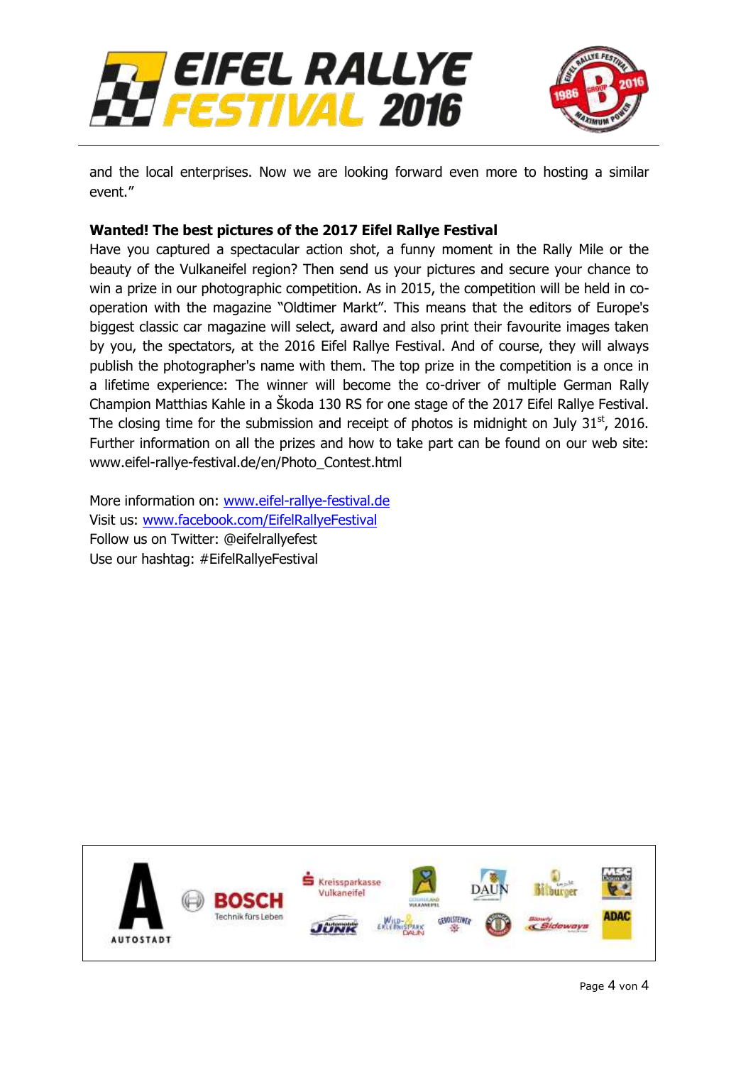and the local enterprises. Now we are looking forward even more to hosting a similar event."

**Wanted! The best pictures of the 2017 Eifel Rallye Festival**

Have you captured a spectacular action shot, a funny moment in the Rally Mile or the beauty of the Vulkaneifel region? Then send us your pictures and secure your chance to win a prize in our photographic competition. As in 2015, the competition will be held in co-operation with the magazine "Oldtimer Markt". This means that the editors of Europe's biggest classic car magazine will select, award and also print their favourite images taken by you, the spectators, at the 2016 Eifel Rallye Festival. And of course, they will always publish the photographer's name with them. The top prize in the competition is a once in a lifetime experience: The winner will become the co-driver of multiple German Rally Champion Matthias Kahle in a Škoda 130 RS for one stage of the 2017 Eifel Rallye Festival. The closing time for the submission and receipt of photos is midnight on July 31st, 2016. Further information on all the prizes and how to take part can be found on our web site: www.eifel-rallye-festival.de/en/Photo_Contest.html

More information on: www.eifel-rallye-festival.de
Visit us: www.facebook.com/EifelRallyeFestival
Follow us on Twitter: @eifelrallyefest
Use our hashtag: #EifelRallyeFestival